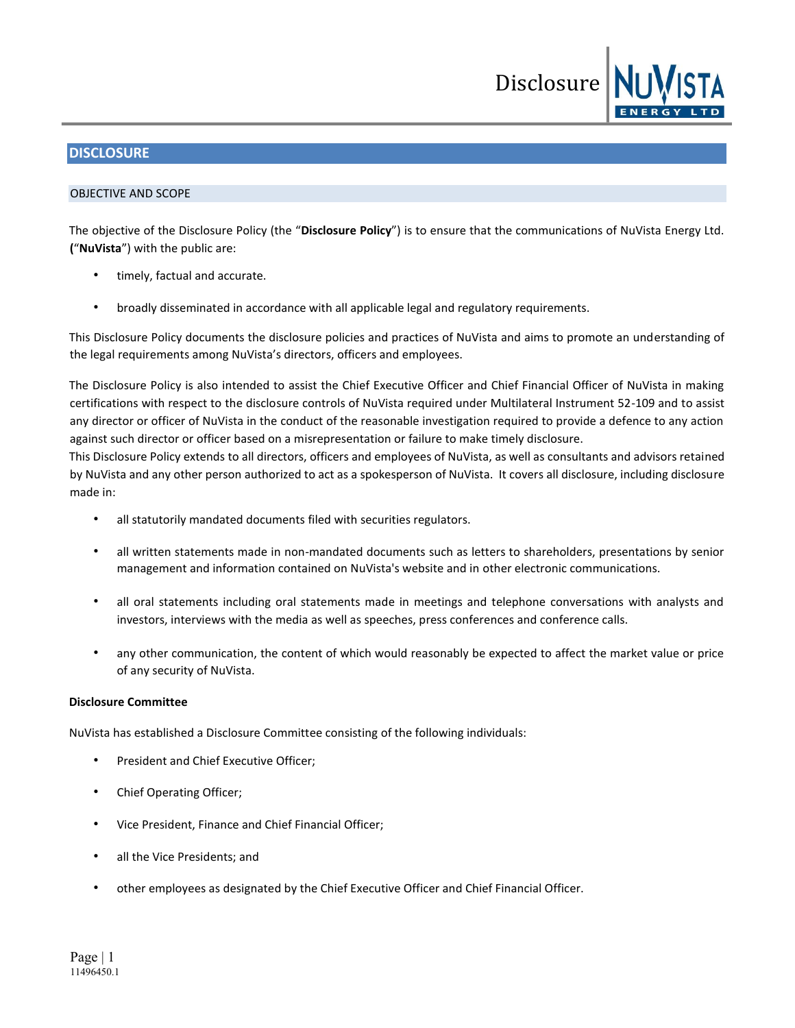# DISCLOSURE

## OBJECTIVE AND SCOPE

The objective of the Disclosure Policy (the "**Disclosure Policy**") is to ensure that the communications of NuVista Energy Ltd. **(**"**NuVista**") with the public are:

- timely, factual and accurate.
- broadly disseminated in accordance with all applicable legal and regulatory requirements.

This Disclosure Policy documents the disclosure policies and practices of NuVista and aims to promote an understanding of the legal requirements among NuVista's directors, officers and employees.

The Disclosure Policy is also intended to assist the Chief Executive Officer and Chief Financial Officer of NuVista in making certifications with respect to the disclosure controls of NuVista required under Multilateral Instrument 52-109 and to assist any director or officer of NuVista in the conduct of the reasonable investigation required to provide a defence to any action against such director or officer based on a misrepresentation or failure to make timely disclosure.

This Disclosure Policy extends to all directors, officers and employees of NuVista, as well as consultants and advisors retained by NuVista and any other person authorized to act as a spokesperson of NuVista. It covers all disclosure, including disclosure made in:

- all statutorily mandated documents filed with securities regulators.
- all written statements made in non-mandated documents such as letters to shareholders, presentations by senior management and information contained on NuVista's website and in other electronic communications.
- all oral statements including oral statements made in meetings and telephone conversations with analysts and investors, interviews with the media as well as speeches, press conferences and conference calls.
- any other communication, the content of which would reasonably be expected to affect the market value or price of any security of NuVista.

**Disclosure Committee**

NuVista has established a Disclosure Committee consisting of the following individuals:

- President and Chief Executive Officer;
- Chief Operating Officer;
- Vice President, Finance and Chief Financial Officer;
- all the Vice Presidents; and
- other employees as designated by the Chief Executive Officer and Chief Financial Officer.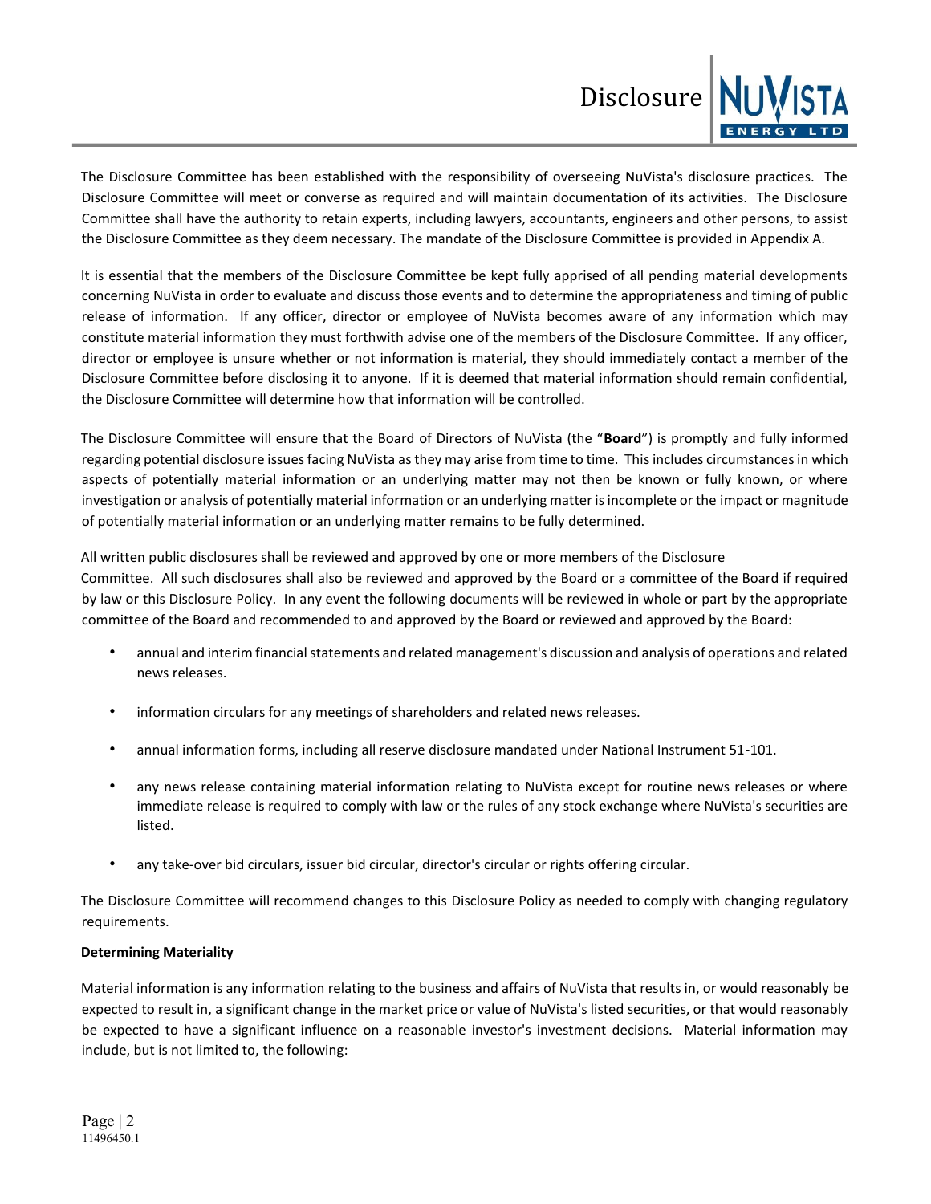The Disclosure Committee has been established with the responsibility of overseeing NuVista's disclosure practices. The Disclosure Committee will meet or converse as required and will maintain documentation of its activities. The Disclosure Committee shall have the authority to retain experts, including lawyers, accountants, engineers and other persons, to assist the Disclosure Committee as they deem necessary. The mandate of the Disclosure Committee is provided in Appendix A.

It is essential that the members of the Disclosure Committee be kept fully apprised of all pending material developments concerning NuVista in order to evaluate and discuss those events and to determine the appropriateness and timing of public release of information. If any officer, director or employee of NuVista becomes aware of any information which may constitute material information they must forthwith advise one of the members of the Disclosure Committee. If any officer, director or employee is unsure whether or not information is material, they should immediately contact a member of the Disclosure Committee before disclosing it to anyone. If it is deemed that material information should remain confidential, the Disclosure Committee will determine how that information will be controlled.

The Disclosure Committee will ensure that the Board of Directors of NuVista (the "**Board**") is promptly and fully informed regarding potential disclosure issues facing NuVista as they may arise from time to time. This includes circumstances in which aspects of potentially material information or an underlying matter may not then be known or fully known, or where investigation or analysis of potentially material information or an underlying matter is incomplete or the impact or magnitude of potentially material information or an underlying matter remains to be fully determined.

All written public disclosures shall be reviewed and approved by one or more members of the Disclosure Committee. All such disclosures shall also be reviewed and approved by the Board or a committee of the Board if required by law or this Disclosure Policy. In any event the following documents will be reviewed in whole or part by the appropriate committee of the Board and recommended to and approved by the Board or reviewed and approved by the Board:

- annual and interim financial statements and related management's discussion and analysis of operations and related news releases.
- information circulars for any meetings of shareholders and related news releases.
- annual information forms, including all reserve disclosure mandated under National Instrument 51-101.
- any news release containing material information relating to NuVista except for routine news releases or where immediate release is required to comply with law or the rules of any stock exchange where NuVista's securities are listed.
- any take-over bid circulars, issuer bid circular, director's circular or rights offering circular.

The Disclosure Committee will recommend changes to this Disclosure Policy as needed to comply with changing regulatory requirements.

**Determining Materiality**

Material information is any information relating to the business and affairs of NuVista that results in, or would reasonably be expected to result in, a significant change in the market price or value of NuVista's listed securities, or that would reasonably be expected to have a significant influence on a reasonable investor's investment decisions. Material information may include, but is not limited to, the following: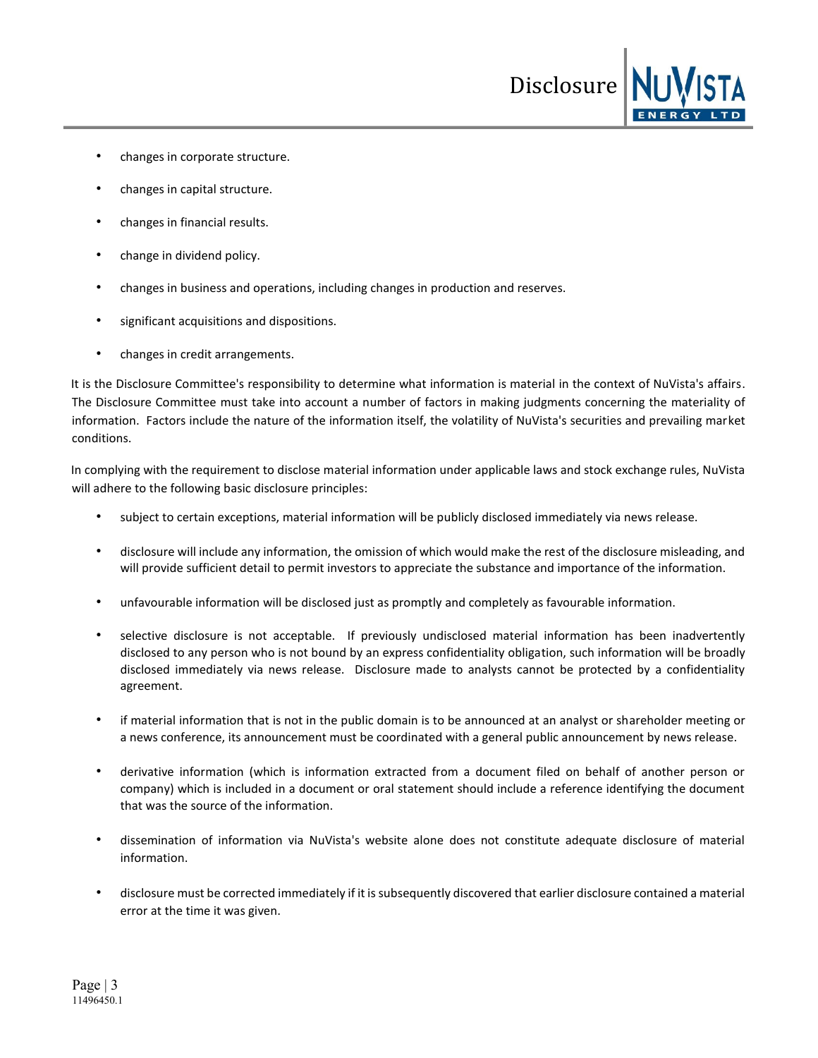- changes in corporate structure.
- changes in capital structure.
- changes in financial results.
- change in dividend policy.
- changes in business and operations, including changes in production and reserves.
- significant acquisitions and dispositions.
- changes in credit arrangements.

It is the Disclosure Committee's responsibility to determine what information is material in the context of NuVista's affairs. The Disclosure Committee must take into account a number of factors in making judgments concerning the materiality of information. Factors include the nature of the information itself, the volatility of NuVista's securities and prevailing market conditions.

In complying with the requirement to disclose material information under applicable laws and stock exchange rules, NuVista will adhere to the following basic disclosure principles:

- subject to certain exceptions, material information will be publicly disclosed immediately via news release.
- disclosure will include any information, the omission of which would make the rest of the disclosure misleading, and will provide sufficient detail to permit investors to appreciate the substance and importance of the information.
- unfavourable information will be disclosed just as promptly and completely as favourable information.
- selective disclosure is not acceptable. If previously undisclosed material information has been inadvertently disclosed to any person who is not bound by an express confidentiality obligation, such information will be broadly disclosed immediately via news release. Disclosure made to analysts cannot be protected by a confidentiality agreement.
- if material information that is not in the public domain is to be announced at an analyst or shareholder meeting or a news conference, its announcement must be coordinated with a general public announcement by news release.
- derivative information (which is information extracted from a document filed on behalf of another person or company) which is included in a document or oral statement should include a reference identifying the document that was the source of the information.
- dissemination of information via NuVista's website alone does not constitute adequate disclosure of material information.
- disclosure must be corrected immediately if it is subsequently discovered that earlier disclosure contained a material error at the time it was given.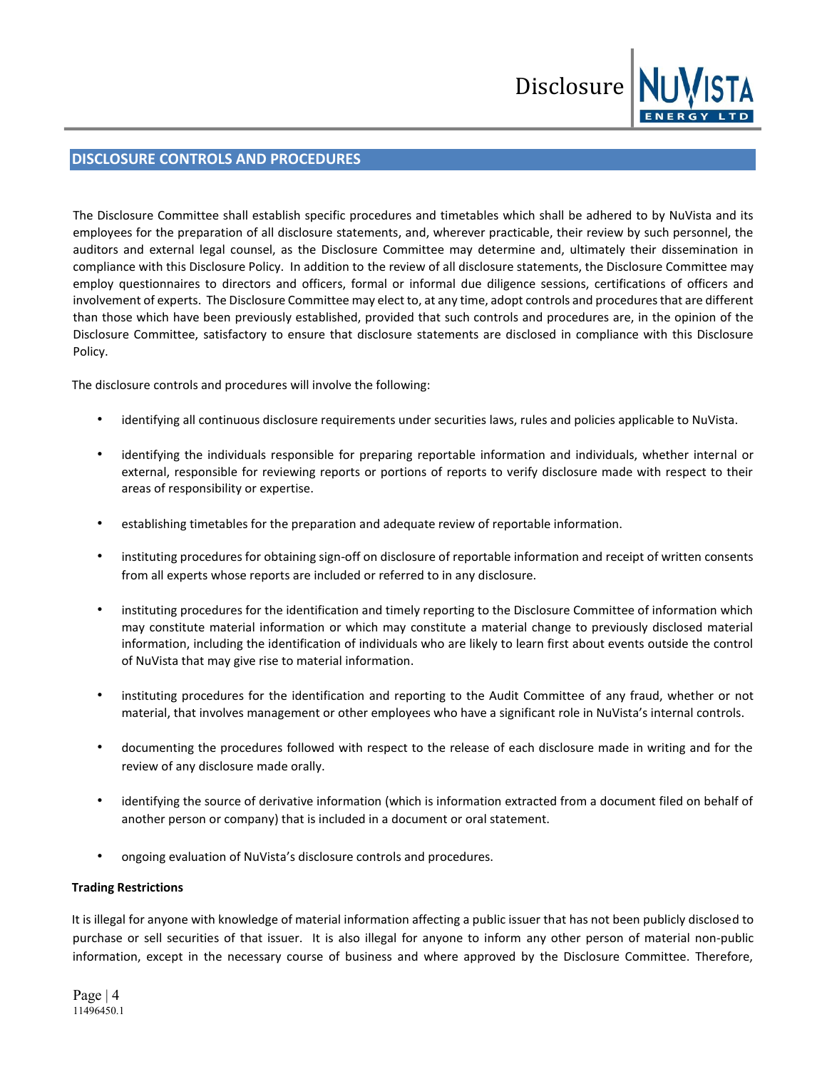## DISCLOSURE CONTROLS AND PROCEDURES

The Disclosure Committee shall establish specific procedures and timetables which shall be adhered to by NuVista and its employees for the preparation of all disclosure statements, and, wherever practicable, their review by such personnel, the auditors and external legal counsel, as the Disclosure Committee may determine and, ultimately their dissemination in compliance with this Disclosure Policy. In addition to the review of all disclosure statements, the Disclosure Committee may employ questionnaires to directors and officers, formal or informal due diligence sessions, certifications of officers and involvement of experts. The Disclosure Committee may elect to, at any time, adopt controls and procedures that are different than those which have been previously established, provided that such controls and procedures are, in the opinion of the Disclosure Committee, satisfactory to ensure that disclosure statements are disclosed in compliance with this Disclosure Policy.

The disclosure controls and procedures will involve the following:

- identifying all continuous disclosure requirements under securities laws, rules and policies applicable to NuVista.
- identifying the individuals responsible for preparing reportable information and individuals, whether internal or external, responsible for reviewing reports or portions of reports to verify disclosure made with respect to their areas of responsibility or expertise.
- establishing timetables for the preparation and adequate review of reportable information.
- instituting procedures for obtaining sign-off on disclosure of reportable information and receipt of written consents from all experts whose reports are included or referred to in any disclosure.
- instituting procedures for the identification and timely reporting to the Disclosure Committee of information which may constitute material information or which may constitute a material change to previously disclosed material information, including the identification of individuals who are likely to learn first about events outside the control of NuVista that may give rise to material information.
- instituting procedures for the identification and reporting to the Audit Committee of any fraud, whether or not material, that involves management or other employees who have a significant role in NuVista's internal controls.
- documenting the procedures followed with respect to the release of each disclosure made in writing and for the review of any disclosure made orally.
- identifying the source of derivative information (which is information extracted from a document filed on behalf of another person or company) that is included in a document or oral statement.
- ongoing evaluation of NuVista's disclosure controls and procedures.

**Trading Restrictions**

It is illegal for anyone with knowledge of material information affecting a public issuer that has not been publicly disclosed to purchase or sell securities of that issuer. It is also illegal for anyone to inform any other person of material non-public information, except in the necessary course of business and where approved by the Disclosure Committee. Therefore,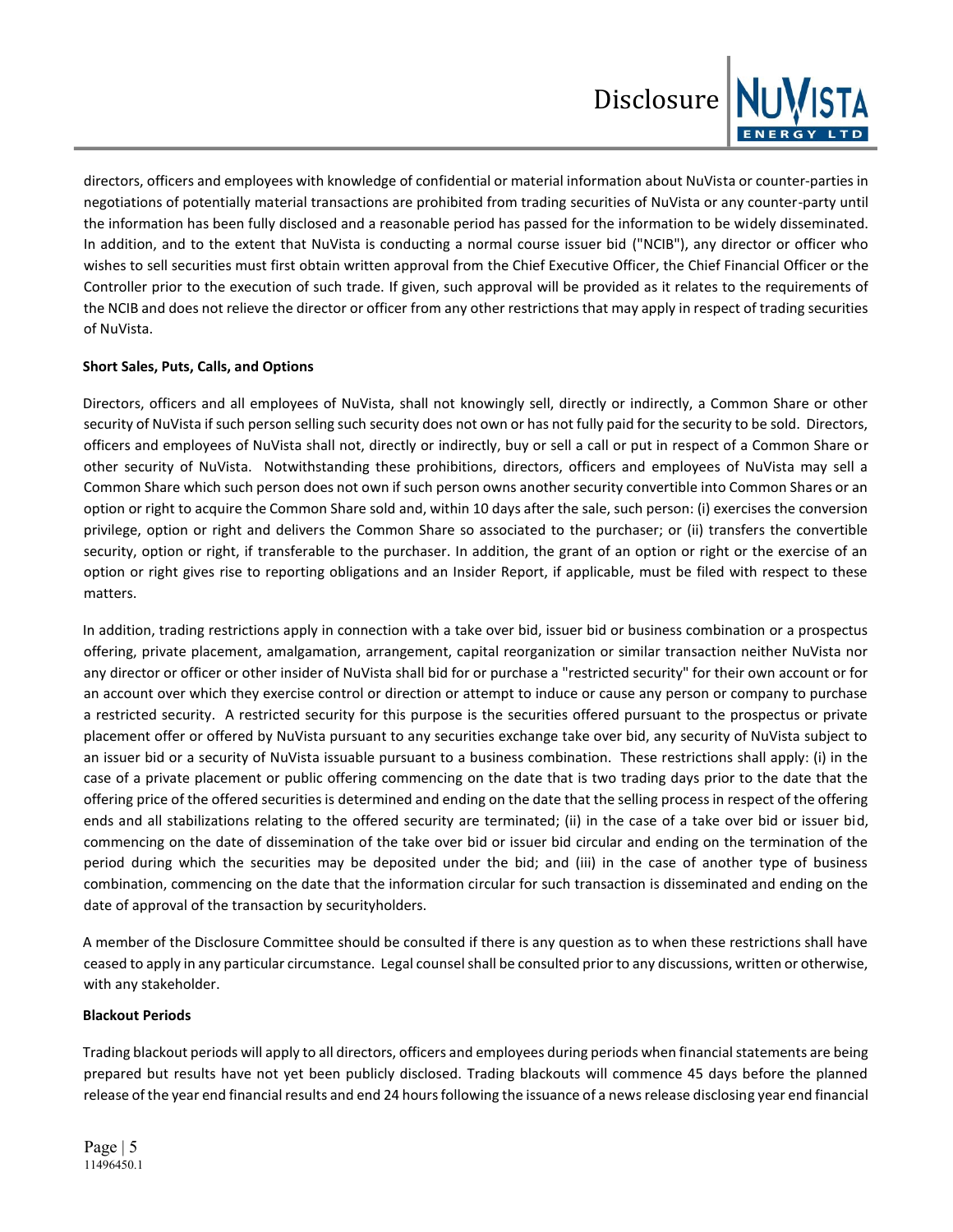directors, officers and employees with knowledge of confidential or material information about NuVista or counter-parties in negotiations of potentially material transactions are prohibited from trading securities of NuVista or any counter-party until the information has been fully disclosed and a reasonable period has passed for the information to be widely disseminated. In addition, and to the extent that NuVista is conducting a normal course issuer bid ("NCIB"), any director or officer who wishes to sell securities must first obtain written approval from the Chief Executive Officer, the Chief Financial Officer or the Controller prior to the execution of such trade. If given, such approval will be provided as it relates to the requirements of the NCIB and does not relieve the director or officer from any other restrictions that may apply in respect of trading securities of NuVista.

**Short Sales, Puts, Calls, and Options**

Directors, officers and all employees of NuVista, shall not knowingly sell, directly or indirectly, a Common Share or other security of NuVista if such person selling such security does not own or has not fully paid for the security to be sold. Directors, officers and employees of NuVista shall not, directly or indirectly, buy or sell a call or put in respect of a Common Share or other security of NuVista. Notwithstanding these prohibitions, directors, officers and employees of NuVista may sell a Common Share which such person does not own if such person owns another security convertible into Common Shares or an option or right to acquire the Common Share sold and, within 10 days after the sale, such person: (i) exercises the conversion privilege, option or right and delivers the Common Share so associated to the purchaser; or (ii) transfers the convertible security, option or right, if transferable to the purchaser. In addition, the grant of an option or right or the exercise of an option or right gives rise to reporting obligations and an Insider Report, if applicable, must be filed with respect to these matters.

In addition, trading restrictions apply in connection with a take over bid, issuer bid or business combination or a prospectus offering, private placement, amalgamation, arrangement, capital reorganization or similar transaction neither NuVista nor any director or officer or other insider of NuVista shall bid for or purchase a "restricted security" for their own account or for an account over which they exercise control or direction or attempt to induce or cause any person or company to purchase a restricted security. A restricted security for this purpose is the securities offered pursuant to the prospectus or private placement offer or offered by NuVista pursuant to any securities exchange take over bid, any security of NuVista subject to an issuer bid or a security of NuVista issuable pursuant to a business combination. These restrictions shall apply: (i) in the case of a private placement or public offering commencing on the date that is two trading days prior to the date that the offering price of the offered securities is determined and ending on the date that the selling process in respect of the offering ends and all stabilizations relating to the offered security are terminated; (ii) in the case of a take over bid or issuer bid, commencing on the date of dissemination of the take over bid or issuer bid circular and ending on the termination of the period during which the securities may be deposited under the bid; and (iii) in the case of another type of business combination, commencing on the date that the information circular for such transaction is disseminated and ending on the date of approval of the transaction by securityholders.

A member of the Disclosure Committee should be consulted if there is any question as to when these restrictions shall have ceased to apply in any particular circumstance. Legal counsel shall be consulted prior to any discussions, written or otherwise, with any stakeholder.

**Blackout Periods**

Trading blackout periods will apply to all directors, officers and employees during periods when financial statements are being prepared but results have not yet been publicly disclosed. Trading blackouts will commence 45 days before the planned release of the year end financial results and end 24 hours following the issuance of a news release disclosing year end financial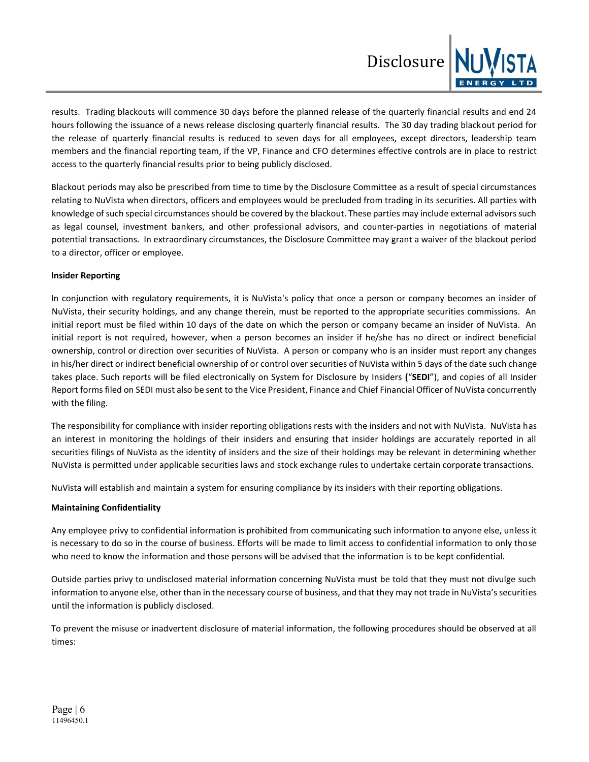results. Trading blackouts will commence 30 days before the planned release of the quarterly financial results and end 24 hours following the issuance of a news release disclosing quarterly financial results. The 30 day trading blackout period for the release of quarterly financial results is reduced to seven days for all employees, except directors, leadership team members and the financial reporting team, if the VP, Finance and CFO determines effective controls are in place to restrict access to the quarterly financial results prior to being publicly disclosed.

Blackout periods may also be prescribed from time to time by the Disclosure Committee as a result of special circumstances relating to NuVista when directors, officers and employees would be precluded from trading in its securities. All parties with knowledge of such special circumstances should be covered by the blackout. These parties may include external advisors such as legal counsel, investment bankers, and other professional advisors, and counter-parties in negotiations of material potential transactions. In extraordinary circumstances, the Disclosure Committee may grant a waiver of the blackout period to a director, officer or employee.

**Insider Reporting**

In conjunction with regulatory requirements, it is NuVista's policy that once a person or company becomes an insider of NuVista, their security holdings, and any change therein, must be reported to the appropriate securities commissions. An initial report must be filed within 10 days of the date on which the person or company became an insider of NuVista. An initial report is not required, however, when a person becomes an insider if he/she has no direct or indirect beneficial ownership, control or direction over securities of NuVista. A person or company who is an insider must report any changes in his/her direct or indirect beneficial ownership of or control over securities of NuVista within 5 days of the date such change takes place. Such reports will be filed electronically on System for Disclosure by Insiders (“**SEDI**”), and copies of all Insider Report forms filed on SEDI must also be sent to the Vice President, Finance and Chief Financial Officer of NuVista concurrently with the filing.

The responsibility for compliance with insider reporting obligations rests with the insiders and not with NuVista. NuVista has an interest in monitoring the holdings of their insiders and ensuring that insider holdings are accurately reported in all securities filings of NuVista as the identity of insiders and the size of their holdings may be relevant in determining whether NuVista is permitted under applicable securities laws and stock exchange rules to undertake certain corporate transactions.

NuVista will establish and maintain a system for ensuring compliance by its insiders with their reporting obligations.

**Maintaining Confidentiality**

Any employee privy to confidential information is prohibited from communicating such information to anyone else, unless it is necessary to do so in the course of business. Efforts will be made to limit access to confidential information to only those who need to know the information and those persons will be advised that the information is to be kept confidential.

Outside parties privy to undisclosed material information concerning NuVista must be told that they must not divulge such information to anyone else, other than in the necessary course of business, and that they may not trade in NuVista's securities until the information is publicly disclosed.

To prevent the misuse or inadvertent disclosure of material information, the following procedures should be observed at all times: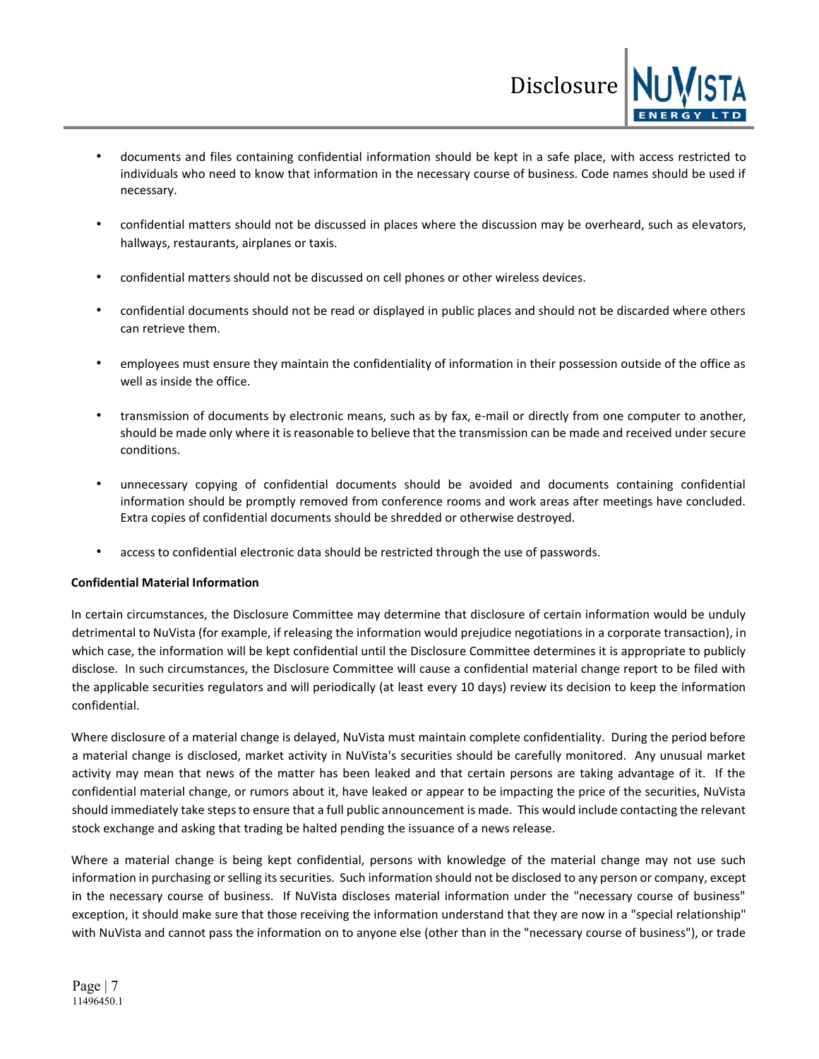- documents and files containing confidential information should be kept in a safe place, with access restricted to individuals who need to know that information in the necessary course of business. Code names should be used if necessary.

- confidential matters should not be discussed in places where the discussion may be overheard, such as elevators, hallways, restaurants, airplanes or taxis.

- confidential matters should not be discussed on cell phones or other wireless devices.

- confidential documents should not be read or displayed in public places and should not be discarded where others can retrieve them.

- employees must ensure they maintain the confidentiality of information in their possession outside of the office as well as inside the office.

- transmission of documents by electronic means, such as by fax, e-mail or directly from one computer to another, should be made only where it is reasonable to believe that the transmission can be made and received under secure conditions.

- unnecessary copying of confidential documents should be avoided and documents containing confidential information should be promptly removed from conference rooms and work areas after meetings have concluded. Extra copies of confidential documents should be shredded or otherwise destroyed.

- access to confidential electronic data should be restricted through the use of passwords.

**Confidential Material Information**

In certain circumstances, the Disclosure Committee may determine that disclosure of certain information would be unduly detrimental to NuVista (for example, if releasing the information would prejudice negotiations in a corporate transaction), in which case, the information will be kept confidential until the Disclosure Committee determines it is appropriate to publicly disclose. In such circumstances, the Disclosure Committee will cause a confidential material change report to be filed with the applicable securities regulators and will periodically (at least every 10 days) review its decision to keep the information confidential.

Where disclosure of a material change is delayed, NuVista must maintain complete confidentiality. During the period before a material change is disclosed, market activity in NuVista's securities should be carefully monitored. Any unusual market activity may mean that news of the matter has been leaked and that certain persons are taking advantage of it. If the confidential material change, or rumors about it, have leaked or appear to be impacting the price of the securities, NuVista should immediately take steps to ensure that a full public announcement is made. This would include contacting the relevant stock exchange and asking that trading be halted pending the issuance of a news release.

Where a material change is being kept confidential, persons with knowledge of the material change may not use such information in purchasing or selling its securities. Such information should not be disclosed to any person or company, except in the necessary course of business. If NuVista discloses material information under the "necessary course of business" exception, it should make sure that those receiving the information understand that they are now in a "special relationship" with NuVista and cannot pass the information on to anyone else (other than in the "necessary course of business"), or trade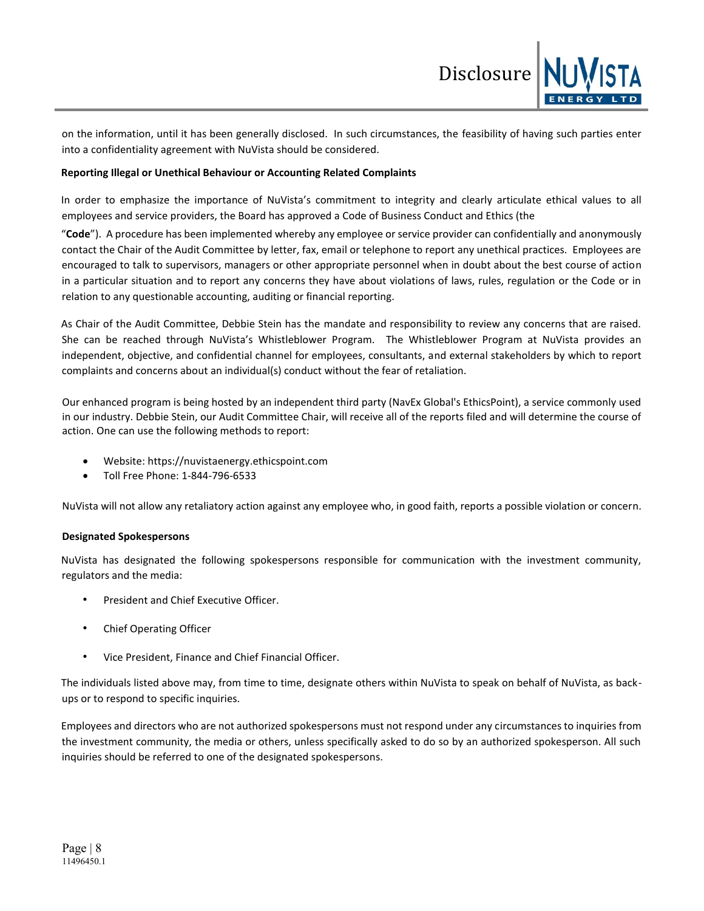on the information, until it has been generally disclosed. In such circumstances, the feasibility of having such parties enter into a confidentiality agreement with NuVista should be considered.

**Reporting Illegal or Unethical Behaviour or Accounting Related Complaints**

In order to emphasize the importance of NuVista's commitment to integrity and clearly articulate ethical values to all employees and service providers, the Board has approved a Code of Business Conduct and Ethics (the "**Code**"). A procedure has been implemented whereby any employee or service provider can confidentially and anonymously contact the Chair of the Audit Committee by letter, fax, email or telephone to report any unethical practices. Employees are encouraged to talk to supervisors, managers or other appropriate personnel when in doubt about the best course of action in a particular situation and to report any concerns they have about violations of laws, rules, regulation or the Code or in relation to any questionable accounting, auditing or financial reporting.

As Chair of the Audit Committee, Debbie Stein has the mandate and responsibility to review any concerns that are raised. She can be reached through NuVista's Whistleblower Program. The Whistleblower Program at NuVista provides an independent, objective, and confidential channel for employees, consultants, and external stakeholders by which to report complaints and concerns about an individual(s) conduct without the fear of retaliation.

Our enhanced program is being hosted by an independent third party (NavEx Global's EthicsPoint), a service commonly used in our industry. Debbie Stein, our Audit Committee Chair, will receive all of the reports filed and will determine the course of action. One can use the following methods to report:

- Website: https://nuvistaenergy.ethicspoint.com
- Toll Free Phone: 1-844-796-6533

NuVista will not allow any retaliatory action against any employee who, in good faith, reports a possible violation or concern.

**Designated Spokespersons**

NuVista has designated the following spokespersons responsible for communication with the investment community, regulators and the media:

- President and Chief Executive Officer.
- Chief Operating Officer
- Vice President, Finance and Chief Financial Officer.

The individuals listed above may, from time to time, designate others within NuVista to speak on behalf of NuVista, as back-ups or to respond to specific inquiries.

Employees and directors who are not authorized spokespersons must not respond under any circumstances to inquiries from the investment community, the media or others, unless specifically asked to do so by an authorized spokesperson. All such inquiries should be referred to one of the designated spokespersons.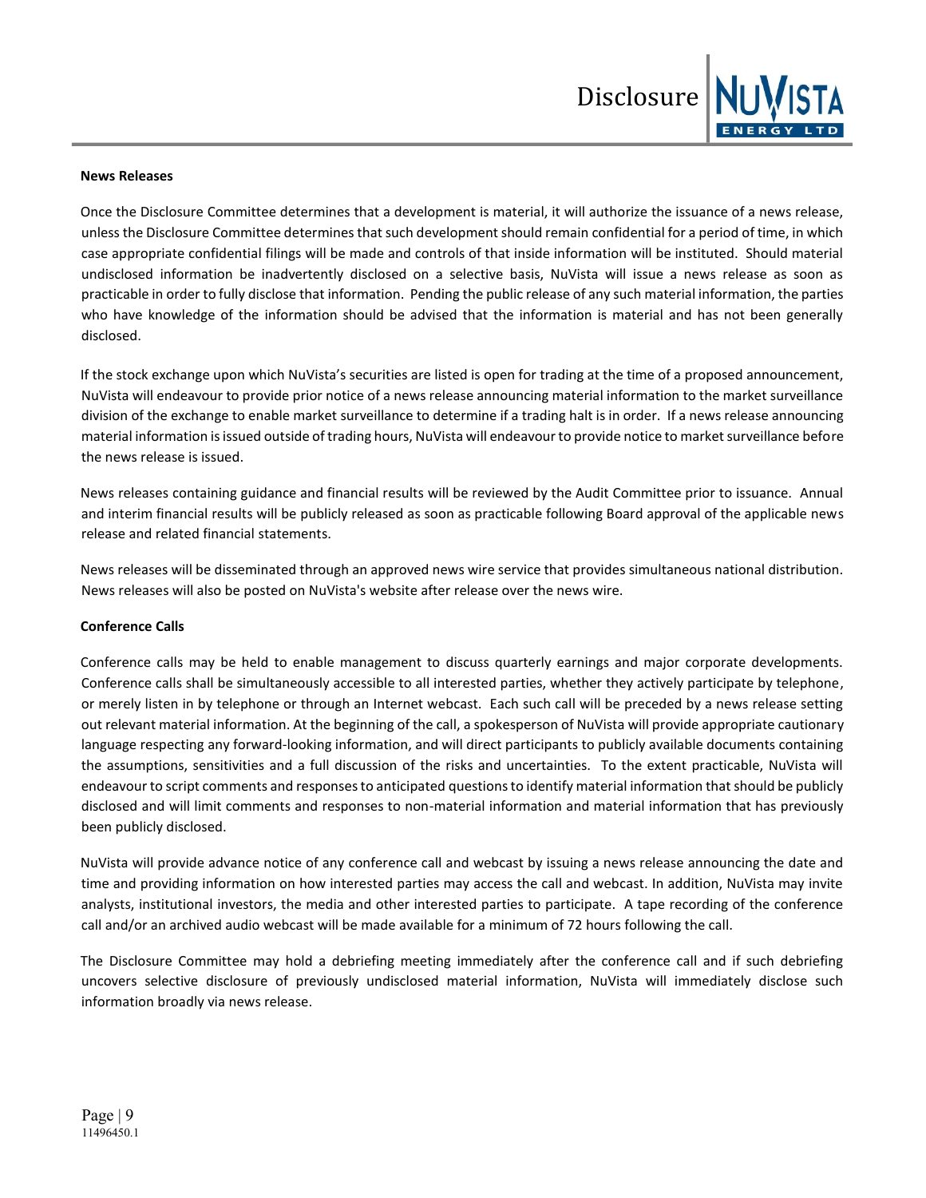**News Releases**

Once the Disclosure Committee determines that a development is material, it will authorize the issuance of a news release, unless the Disclosure Committee determines that such development should remain confidential for a period of time, in which case appropriate confidential filings will be made and controls of that inside information will be instituted. Should material undisclosed information be inadvertently disclosed on a selective basis, NuVista will issue a news release as soon as practicable in order to fully disclose that information. Pending the public release of any such material information, the parties who have knowledge of the information should be advised that the information is material and has not been generally disclosed.

If the stock exchange upon which NuVista's securities are listed is open for trading at the time of a proposed announcement, NuVista will endeavour to provide prior notice of a news release announcing material information to the market surveillance division of the exchange to enable market surveillance to determine if a trading halt is in order. If a news release announcing material information is issued outside of trading hours, NuVista will endeavour to provide notice to market surveillance before the news release is issued.

News releases containing guidance and financial results will be reviewed by the Audit Committee prior to issuance. Annual and interim financial results will be publicly released as soon as practicable following Board approval of the applicable news release and related financial statements.

News releases will be disseminated through an approved news wire service that provides simultaneous national distribution. News releases will also be posted on NuVista's website after release over the news wire.

**Conference Calls**

Conference calls may be held to enable management to discuss quarterly earnings and major corporate developments. Conference calls shall be simultaneously accessible to all interested parties, whether they actively participate by telephone, or merely listen in by telephone or through an Internet webcast. Each such call will be preceded by a news release setting out relevant material information. At the beginning of the call, a spokesperson of NuVista will provide appropriate cautionary language respecting any forward-looking information, and will direct participants to publicly available documents containing the assumptions, sensitivities and a full discussion of the risks and uncertainties. To the extent practicable, NuVista will endeavour to script comments and responses to anticipated questions to identify material information that should be publicly disclosed and will limit comments and responses to non-material information and material information that has previously been publicly disclosed.

NuVista will provide advance notice of any conference call and webcast by issuing a news release announcing the date and time and providing information on how interested parties may access the call and webcast. In addition, NuVista may invite analysts, institutional investors, the media and other interested parties to participate. A tape recording of the conference call and/or an archived audio webcast will be made available for a minimum of 72 hours following the call.

The Disclosure Committee may hold a debriefing meeting immediately after the conference call and if such debriefing uncovers selective disclosure of previously undisclosed material information, NuVista will immediately disclose such information broadly via news release.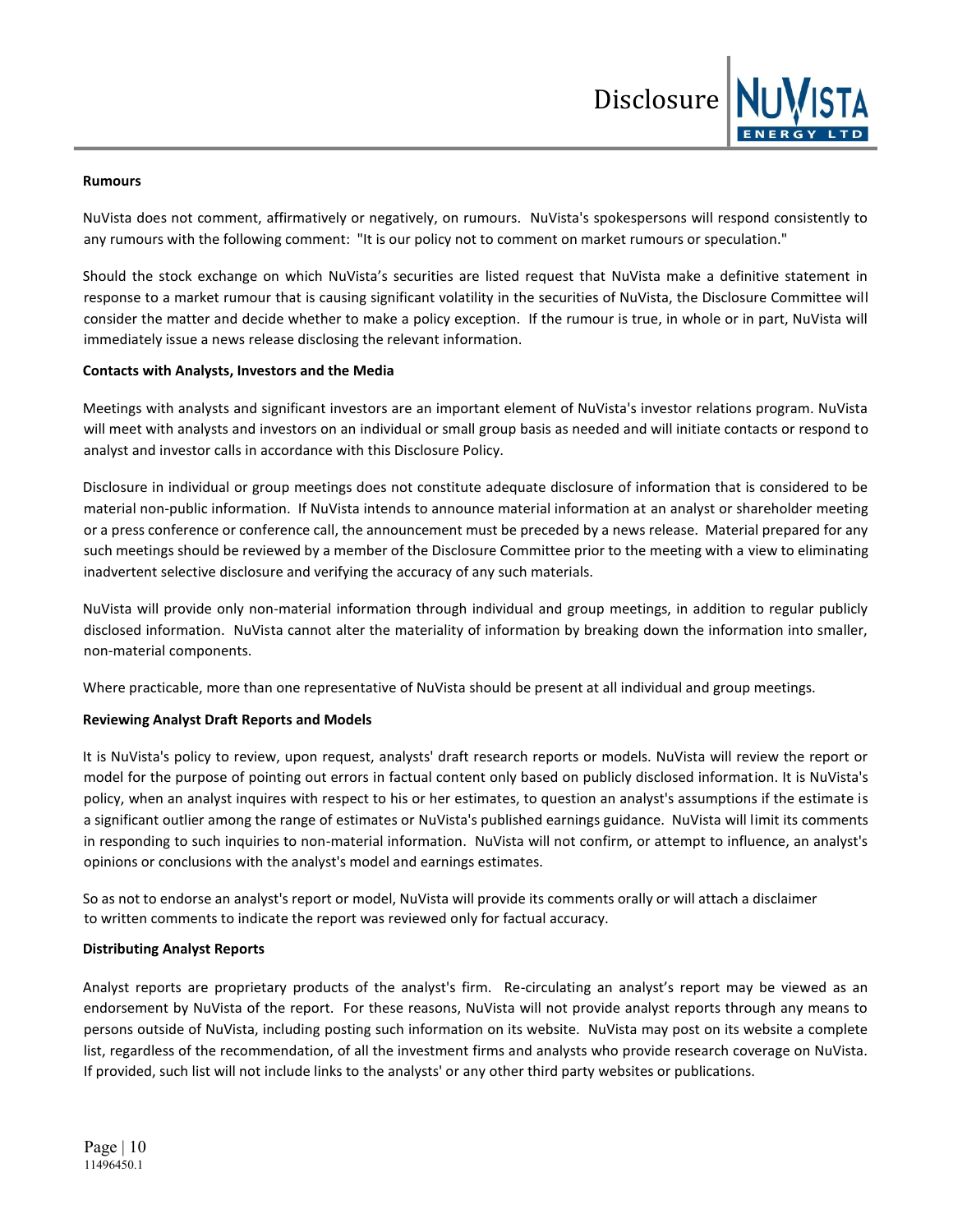**Rumours**

NuVista does not comment, affirmatively or negatively, on rumours. NuVista's spokespersons will respond consistently to any rumours with the following comment: "It is our policy not to comment on market rumours or speculation."

Should the stock exchange on which NuVista's securities are listed request that NuVista make a definitive statement in response to a market rumour that is causing significant volatility in the securities of NuVista, the Disclosure Committee will consider the matter and decide whether to make a policy exception. If the rumour is true, in whole or in part, NuVista will immediately issue a news release disclosing the relevant information.

**Contacts with Analysts, Investors and the Media**

Meetings with analysts and significant investors are an important element of NuVista's investor relations program. NuVista will meet with analysts and investors on an individual or small group basis as needed and will initiate contacts or respond to analyst and investor calls in accordance with this Disclosure Policy.

Disclosure in individual or group meetings does not constitute adequate disclosure of information that is considered to be material non-public information. If NuVista intends to announce material information at an analyst or shareholder meeting or a press conference or conference call, the announcement must be preceded by a news release. Material prepared for any such meetings should be reviewed by a member of the Disclosure Committee prior to the meeting with a view to eliminating inadvertent selective disclosure and verifying the accuracy of any such materials.

NuVista will provide only non-material information through individual and group meetings, in addition to regular publicly disclosed information. NuVista cannot alter the materiality of information by breaking down the information into smaller, non-material components.

Where practicable, more than one representative of NuVista should be present at all individual and group meetings.

**Reviewing Analyst Draft Reports and Models**

It is NuVista's policy to review, upon request, analysts' draft research reports or models. NuVista will review the report or model for the purpose of pointing out errors in factual content only based on publicly disclosed information. It is NuVista's policy, when an analyst inquires with respect to his or her estimates, to question an analyst's assumptions if the estimate is a significant outlier among the range of estimates or NuVista's published earnings guidance. NuVista will limit its comments in responding to such inquiries to non-material information. NuVista will not confirm, or attempt to influence, an analyst's opinions or conclusions with the analyst's model and earnings estimates.

So as not to endorse an analyst's report or model, NuVista will provide its comments orally or will attach a disclaimer to written comments to indicate the report was reviewed only for factual accuracy.

**Distributing Analyst Reports**

Analyst reports are proprietary products of the analyst's firm. Re-circulating an analyst's report may be viewed as an endorsement by NuVista of the report. For these reasons, NuVista will not provide analyst reports through any means to persons outside of NuVista, including posting such information on its website. NuVista may post on its website a complete list, regardless of the recommendation, of all the investment firms and analysts who provide research coverage on NuVista. If provided, such list will not include links to the analysts' or any other third party websites or publications.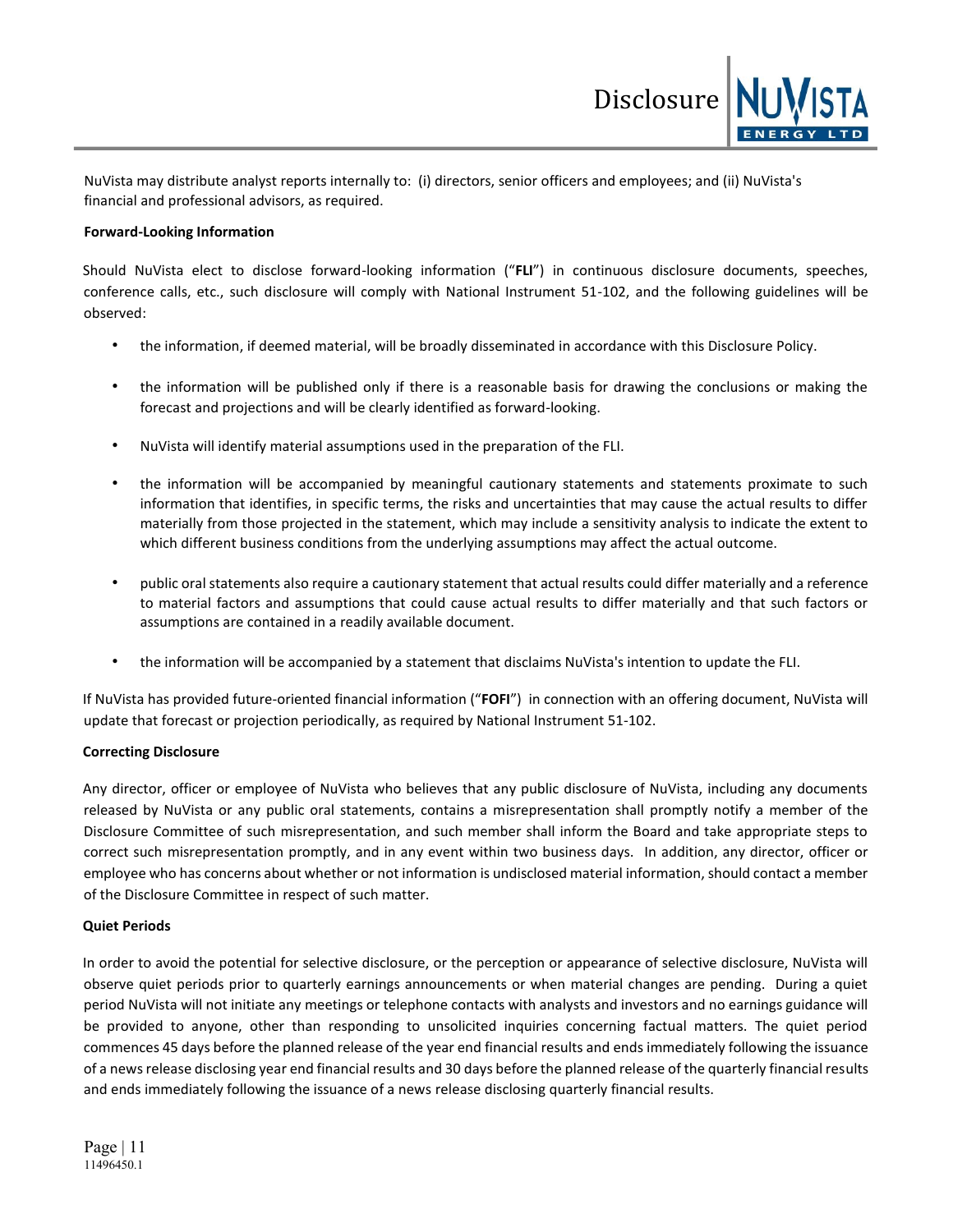NuVista may distribute analyst reports internally to: (i) directors, senior officers and employees; and (ii) NuVista's financial and professional advisors, as required.

**Forward-Looking Information**

Should NuVista elect to disclose forward-looking information ("**FLI**") in continuous disclosure documents, speeches, conference calls, etc., such disclosure will comply with National Instrument 51-102, and the following guidelines will be observed:

- the information, if deemed material, will be broadly disseminated in accordance with this Disclosure Policy.
- the information will be published only if there is a reasonable basis for drawing the conclusions or making the forecast and projections and will be clearly identified as forward-looking.
- NuVista will identify material assumptions used in the preparation of the FLI.
- the information will be accompanied by meaningful cautionary statements and statements proximate to such information that identifies, in specific terms, the risks and uncertainties that may cause the actual results to differ materially from those projected in the statement, which may include a sensitivity analysis to indicate the extent to which different business conditions from the underlying assumptions may affect the actual outcome.
- public oral statements also require a cautionary statement that actual results could differ materially and a reference to material factors and assumptions that could cause actual results to differ materially and that such factors or assumptions are contained in a readily available document.
- the information will be accompanied by a statement that disclaims NuVista's intention to update the FLI.

If NuVista has provided future-oriented financial information ("**FOFI**") in connection with an offering document, NuVista will update that forecast or projection periodically, as required by National Instrument 51-102.

**Correcting Disclosure**

Any director, officer or employee of NuVista who believes that any public disclosure of NuVista, including any documents released by NuVista or any public oral statements, contains a misrepresentation shall promptly notify a member of the Disclosure Committee of such misrepresentation, and such member shall inform the Board and take appropriate steps to correct such misrepresentation promptly, and in any event within two business days. In addition, any director, officer or employee who has concerns about whether or not information is undisclosed material information, should contact a member of the Disclosure Committee in respect of such matter.

**Quiet Periods**

In order to avoid the potential for selective disclosure, or the perception or appearance of selective disclosure, NuVista will observe quiet periods prior to quarterly earnings announcements or when material changes are pending. During a quiet period NuVista will not initiate any meetings or telephone contacts with analysts and investors and no earnings guidance will be provided to anyone, other than responding to unsolicited inquiries concerning factual matters. The quiet period commences 45 days before the planned release of the year end financial results and ends immediately following the issuance of a news release disclosing year end financial results and 30 days before the planned release of the quarterly financial results and ends immediately following the issuance of a news release disclosing quarterly financial results.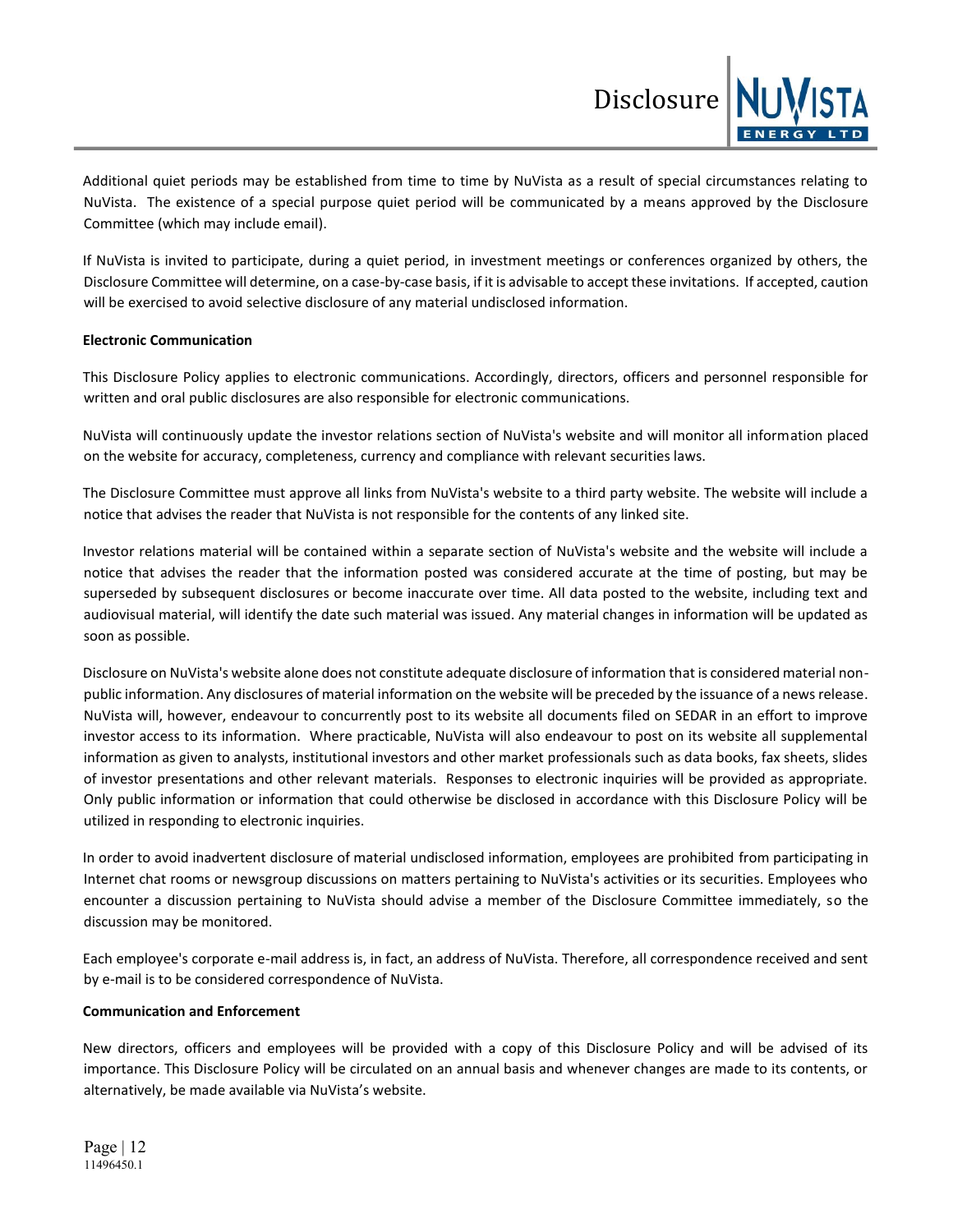Additional quiet periods may be established from time to time by NuVista as a result of special circumstances relating to NuVista. The existence of a special purpose quiet period will be communicated by a means approved by the Disclosure Committee (which may include email).

If NuVista is invited to participate, during a quiet period, in investment meetings or conferences organized by others, the Disclosure Committee will determine, on a case-by-case basis, if it is advisable to accept these invitations. If accepted, caution will be exercised to avoid selective disclosure of any material undisclosed information.

**Electronic Communication**

This Disclosure Policy applies to electronic communications. Accordingly, directors, officers and personnel responsible for written and oral public disclosures are also responsible for electronic communications.

NuVista will continuously update the investor relations section of NuVista's website and will monitor all information placed on the website for accuracy, completeness, currency and compliance with relevant securities laws.

The Disclosure Committee must approve all links from NuVista's website to a third party website. The website will include a notice that advises the reader that NuVista is not responsible for the contents of any linked site.

Investor relations material will be contained within a separate section of NuVista's website and the website will include a notice that advises the reader that the information posted was considered accurate at the time of posting, but may be superseded by subsequent disclosures or become inaccurate over time. All data posted to the website, including text and audiovisual material, will identify the date such material was issued. Any material changes in information will be updated as soon as possible.

Disclosure on NuVista's website alone does not constitute adequate disclosure of information that is considered material non-public information. Any disclosures of material information on the website will be preceded by the issuance of a news release. NuVista will, however, endeavour to concurrently post to its website all documents filed on SEDAR in an effort to improve investor access to its information. Where practicable, NuVista will also endeavour to post on its website all supplemental information as given to analysts, institutional investors and other market professionals such as data books, fax sheets, slides of investor presentations and other relevant materials. Responses to electronic inquiries will be provided as appropriate. Only public information or information that could otherwise be disclosed in accordance with this Disclosure Policy will be utilized in responding to electronic inquiries.

In order to avoid inadvertent disclosure of material undisclosed information, employees are prohibited from participating in Internet chat rooms or newsgroup discussions on matters pertaining to NuVista's activities or its securities. Employees who encounter a discussion pertaining to NuVista should advise a member of the Disclosure Committee immediately, so the discussion may be monitored.

Each employee's corporate e-mail address is, in fact, an address of NuVista. Therefore, all correspondence received and sent by e-mail is to be considered correspondence of NuVista.

**Communication and Enforcement**

New directors, officers and employees will be provided with a copy of this Disclosure Policy and will be advised of its importance. This Disclosure Policy will be circulated on an annual basis and whenever changes are made to its contents, or alternatively, be made available via NuVista's website.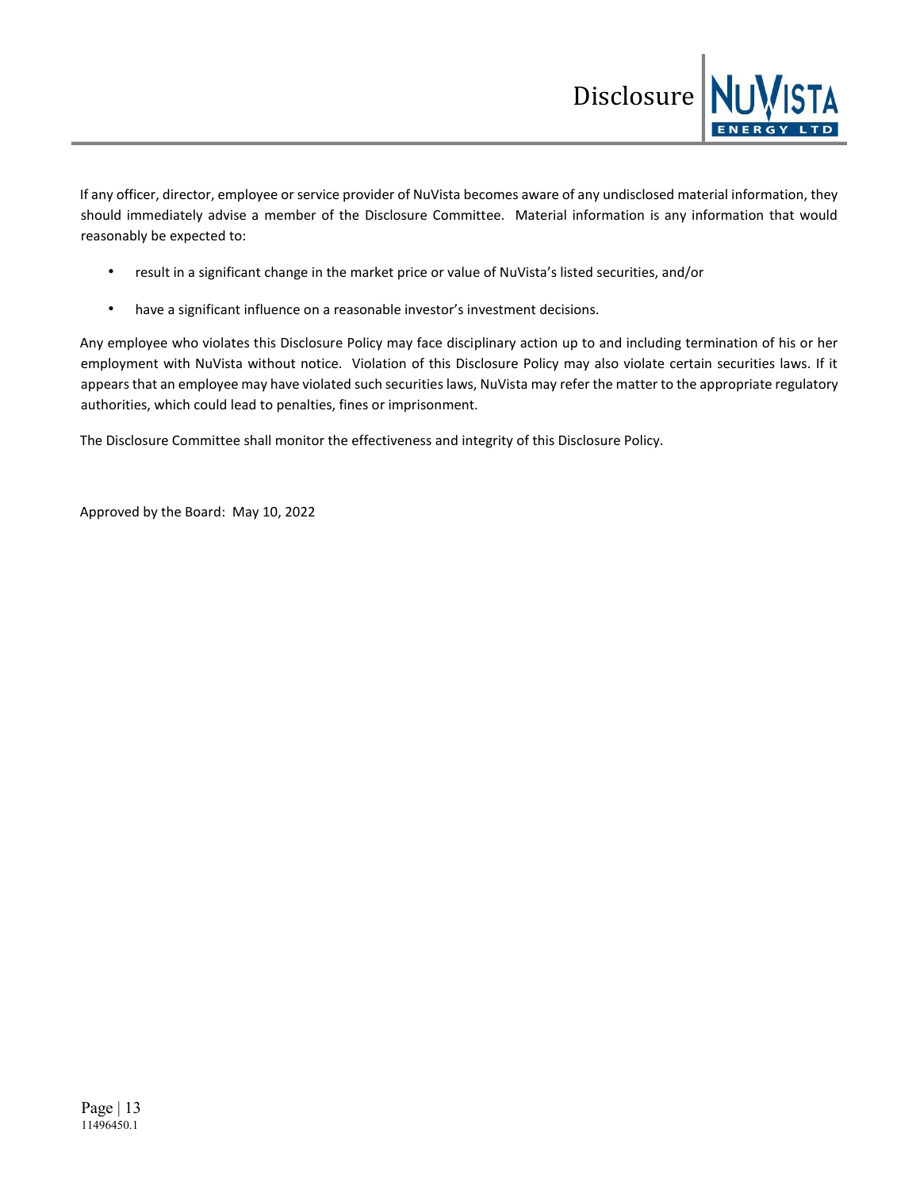If any officer, director, employee or service provider of NuVista becomes aware of any undisclosed material information, they should immediately advise a member of the Disclosure Committee. Material information is any information that would reasonably be expected to:

- result in a significant change in the market price or value of NuVista's listed securities, and/or
- have a significant influence on a reasonable investor's investment decisions.

Any employee who violates this Disclosure Policy may face disciplinary action up to and including termination of his or her employment with NuVista without notice. Violation of this Disclosure Policy may also violate certain securities laws. If it appears that an employee may have violated such securities laws, NuVista may refer the matter to the appropriate regulatory authorities, which could lead to penalties, fines or imprisonment.

The Disclosure Committee shall monitor the effectiveness and integrity of this Disclosure Policy.

Approved by the Board: May 10, 2022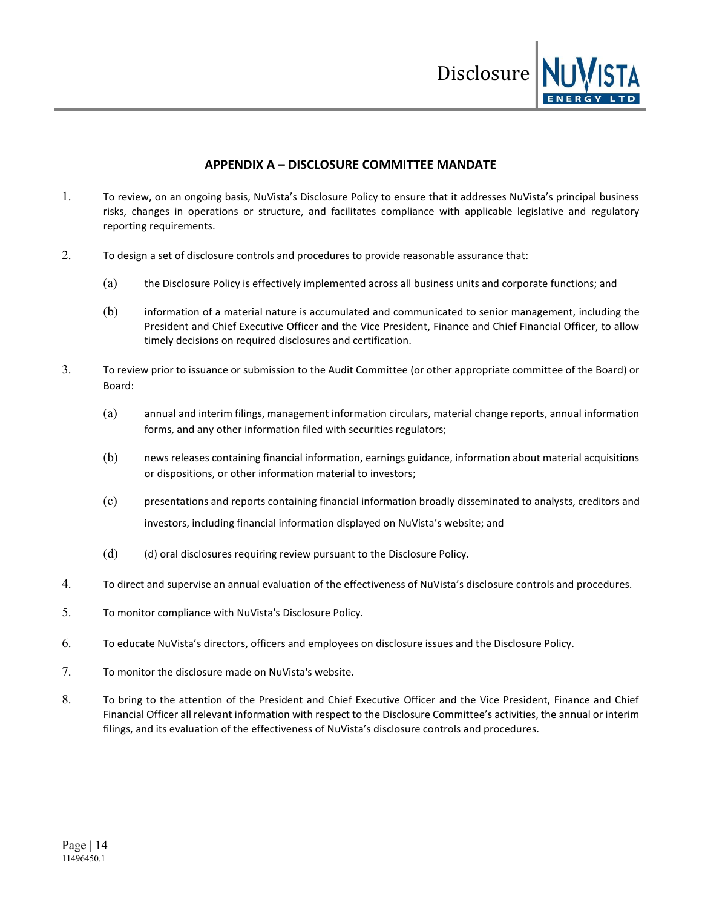## APPENDIX A – DISCLOSURE COMMITTEE MANDATE

1. To review, on an ongoing basis, NuVista's Disclosure Policy to ensure that it addresses NuVista's principal business risks, changes in operations or structure, and facilitates compliance with applicable legislative and regulatory reporting requirements.

2. To design a set of disclosure controls and procedures to provide reasonable assurance that:

   (a) the Disclosure Policy is effectively implemented across all business units and corporate functions; and

   (b) information of a material nature is accumulated and communicated to senior management, including the President and Chief Executive Officer and the Vice President, Finance and Chief Financial Officer, to allow timely decisions on required disclosures and certification.

3. To review prior to issuance or submission to the Audit Committee (or other appropriate committee of the Board) or Board:

   (a) annual and interim filings, management information circulars, material change reports, annual information forms, and any other information filed with securities regulators;

   (b) news releases containing financial information, earnings guidance, information about material acquisitions or dispositions, or other information material to investors;

   (c) presentations and reports containing financial information broadly disseminated to analysts, creditors and investors, including financial information displayed on NuVista's website; and

   (d) (d) oral disclosures requiring review pursuant to the Disclosure Policy.

4. To direct and supervise an annual evaluation of the effectiveness of NuVista's disclosure controls and procedures.

5. To monitor compliance with NuVista's Disclosure Policy.

6. To educate NuVista's directors, officers and employees on disclosure issues and the Disclosure Policy.

7. To monitor the disclosure made on NuVista's website.

8. To bring to the attention of the President and Chief Executive Officer and the Vice President, Finance and Chief Financial Officer all relevant information with respect to the Disclosure Committee's activities, the annual or interim filings, and its evaluation of the effectiveness of NuVista's disclosure controls and procedures.

11496450.1